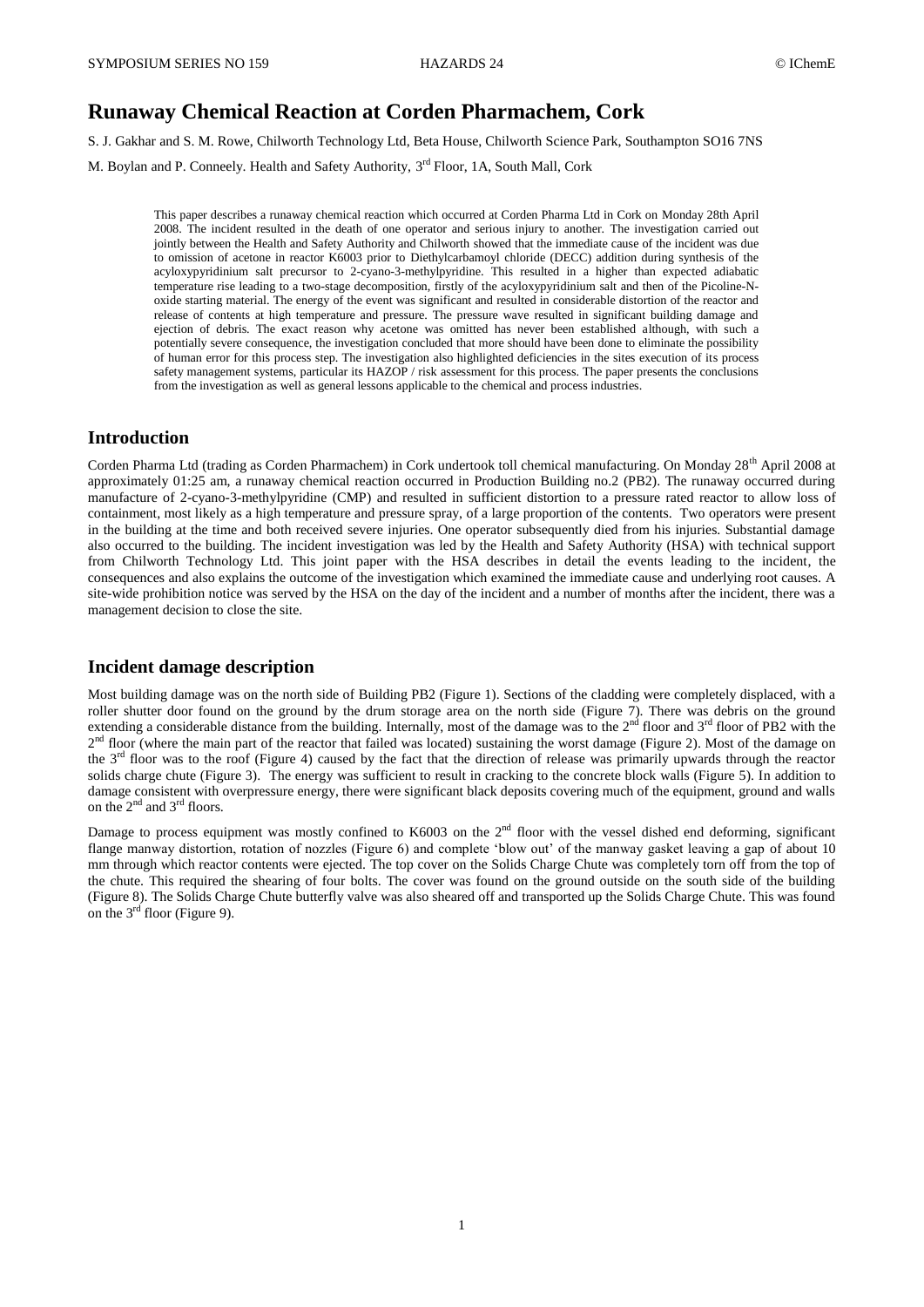# Runaway Chemical Reaction at Corden Pharmachem, Cork

S. J. Gakhar and S. M. Rowe, Chilworth Technology Ltd, Beta House, Chilworth Science Park, Southampton SO16 7NS

M. Boylan and P. Conneely. Health and Safety Authority, 3rd Floor, 1A, South Mall, Cork

This paper describes a runaway chemical reaction which occurred at Corden Pharma Ltd in Cork on Monday 28th April 2008. The incident resulted in the death of one operator and serious injury to another. The investigation carried out jointly between the Health and Safety Authority and Chilworth showed that the immediate cause of the incident was due to omission of acetone in reactor K6003 prior to Diethylcarbamoyl chloride (DECC) addition during synthesis of the acyloxypyridinium salt precursor to 2-cyano-3-methylpyridine. This resulted in a higher than expected adiabatic temperature rise leading to a two-stage decomposition, firstly of the acyloxypyridinium salt and then of the Picoline-N-oxide starting material. The energy of the event was significant and resulted in considerable distortion of the reactor and release of contents at high temperature and pressure. The pressure wave resulted in significant building damage and ejection of debris. The exact reason why acetone was omitted has never been established although, with such a potentially severe consequence, the investigation concluded that more should have been done to eliminate the possibility of human error for this process step. The investigation also highlighted deficiencies in the sites execution of its process safety management systems, particular its HAZOP / risk assessment for this process. The paper presents the conclusions from the investigation as well as general lessons applicable to the chemical and process industries.

## Introduction

Corden Pharma Ltd (trading as Corden Pharmachem) in Cork undertook toll chemical manufacturing. On Monday 28th April 2008 at approximately 01:25 am, a runaway chemical reaction occurred in Production Building no.2 (PB2). The runaway occurred during manufacture of 2-cyano-3-methylpyridine (CMP) and resulted in sufficient distortion to a pressure rated reactor to allow loss of containment, most likely as a high temperature and pressure spray, of a large proportion of the contents. Two operators were present in the building at the time and both received severe injuries. One operator subsequently died from his injuries. Substantial damage also occurred to the building. The incident investigation was led by the Health and Safety Authority (HSA) with technical support from Chilworth Technology Ltd. This joint paper with the HSA describes in detail the events leading to the incident, the consequences and also explains the outcome of the investigation which examined the immediate cause and underlying root causes. A site-wide prohibition notice was served by the HSA on the day of the incident and a number of months after the incident, there was a management decision to close the site.

## Incident damage description

Most building damage was on the north side of Building PB2 (Figure 1). Sections of the cladding were completely displaced, with a roller shutter door found on the ground by the drum storage area on the north side (Figure 7). There was debris on the ground extending a considerable distance from the building. Internally, most of the damage was to the 2nd floor and 3rd floor of PB2 with the 2nd floor (where the main part of the reactor that failed was located) sustaining the worst damage (Figure 2). Most of the damage on the 3rd floor was to the roof (Figure 4) caused by the fact that the direction of release was primarily upwards through the reactor solids charge chute (Figure 3). The energy was sufficient to result in cracking to the concrete block walls (Figure 5). In addition to damage consistent with overpressure energy, there were significant black deposits covering much of the equipment, ground and walls on the 2nd and 3rd floors.

Damage to process equipment was mostly confined to K6003 on the 2nd floor with the vessel dished end deforming, significant flange manway distortion, rotation of nozzles (Figure 6) and complete 'blow out' of the manway gasket leaving a gap of about 10 mm through which reactor contents were ejected. The top cover on the Solids Charge Chute was completely torn off from the top of the chute. This required the shearing of four bolts. The cover was found on the ground outside on the south side of the building (Figure 8). The Solids Charge Chute butterfly valve was also sheared off and transported up the Solids Charge Chute. This was found on the 3rd floor (Figure 9).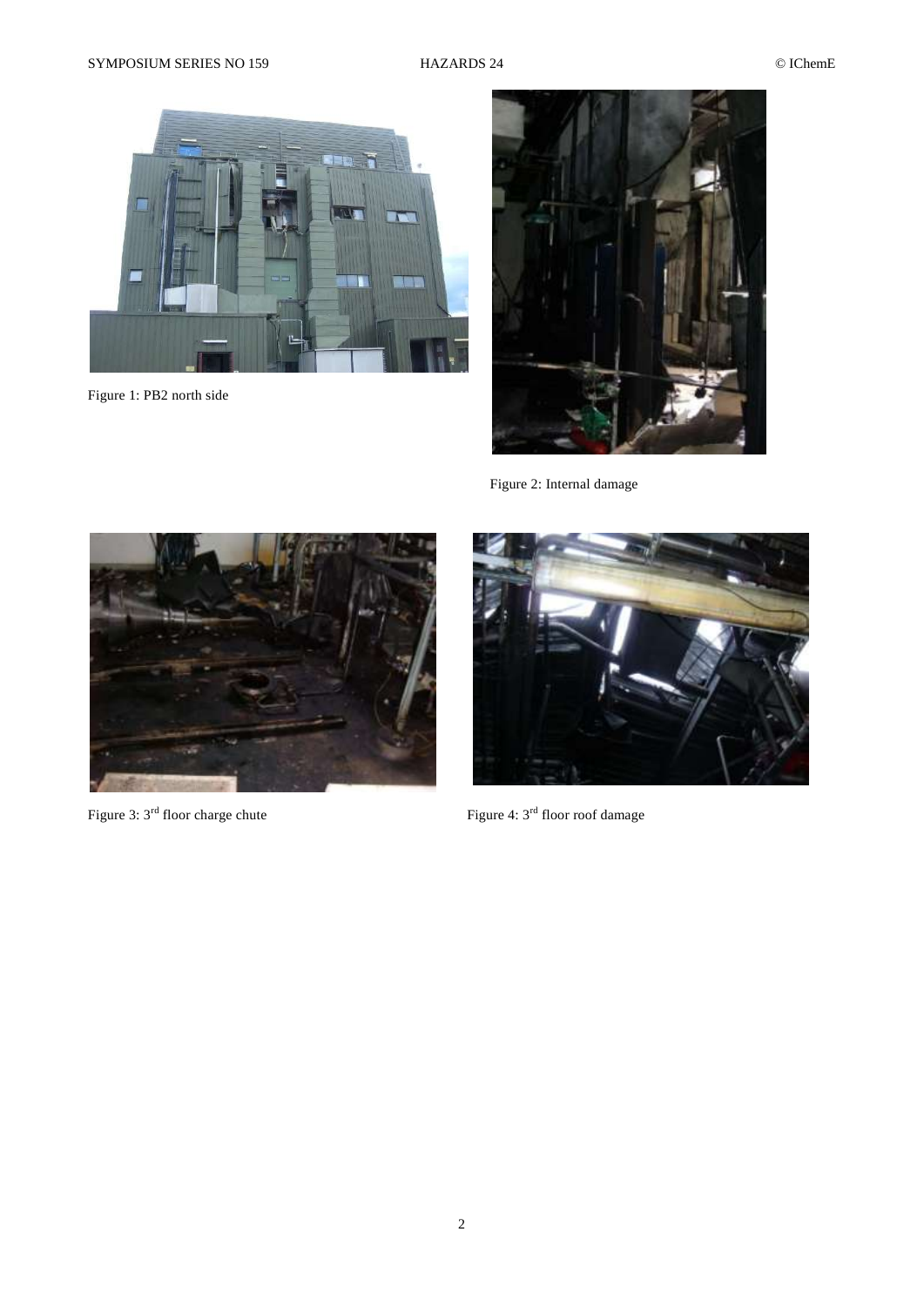Figure 1: PB2 north side

Figure 2: Internal damage

Figure 3: 3rd floor charge chute

Figure 4: 3rd floor roof damage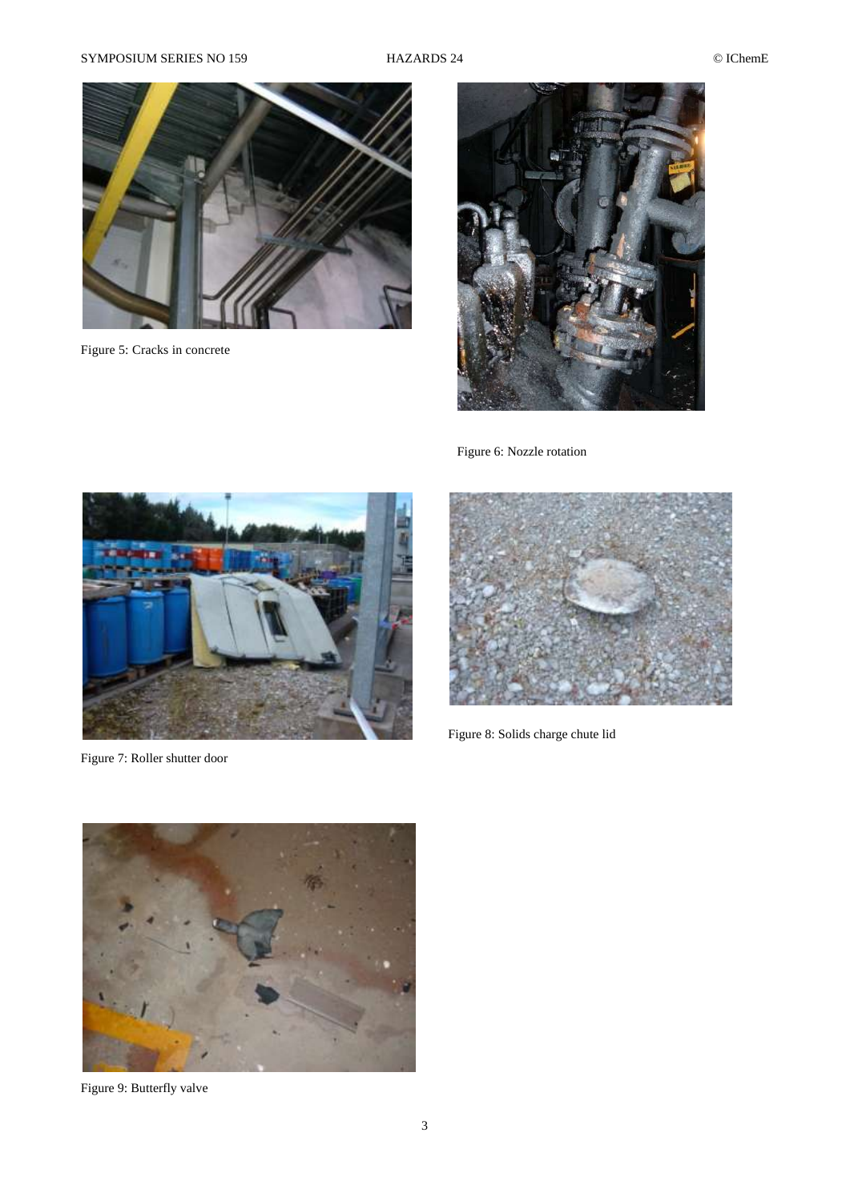Figure 5: Cracks in concrete

Figure 6: Nozzle rotation

Figure 7: Roller shutter door

Figure 8: Solids charge chute lid

Figure 9: Butterfly valve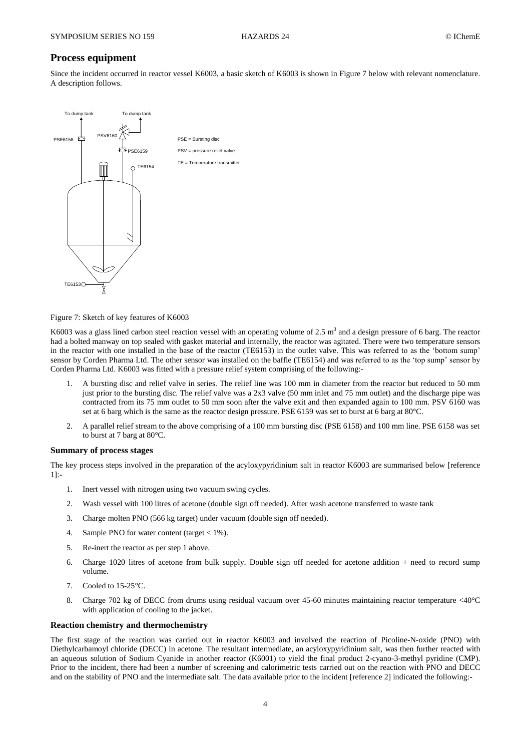## Process equipment

Since the incident occurred in reactor vessel K6003, a basic sketch of K6003 is shown in Figure 7 below with relevant nomenclature. A description follows.

PSE = Bursting disc

PSV = pressure relief valve

TE = Temperature transmitter

Figure 7: Sketch of key features of K6003

K6003 was a glass lined carbon steel reaction vessel with an operating volume of 2.5 m$^3$ and a design pressure of 6 barg. The reactor had a bolted manway on top sealed with gasket material and internally, the reactor was agitated. There were two temperature sensors in the reactor with one installed in the base of the reactor (TE6153) in the outlet valve. This was referred to as the 'bottom sump' sensor by Corden Pharma Ltd. The other sensor was installed on the baffle (TE6154) and was referred to as the 'top sump' sensor by Corden Pharma Ltd. K6003 was fitted with a pressure relief system comprising of the following:-

1. A bursting disc and relief valve in series. The relief line was 100 mm in diameter from the reactor but reduced to 50 mm just prior to the bursting disc. The relief valve was a 2x3 valve (50 mm inlet and 75 mm outlet) and the discharge pipe was contracted from its 75 mm outlet to 50 mm soon after the valve exit and then expanded again to 100 mm. PSV 6160 was set at 6 barg which is the same as the reactor design pressure. PSE 6159 was set to burst at 6 barg at 80°C.
2. A parallel relief stream to the above comprising of a 100 mm bursting disc (PSE 6158) and 100 mm line. PSE 6158 was set to burst at 7 barg at 80°C.

### Summary of process stages

The key process steps involved in the preparation of the acyloxypyridinium salt in reactor K6003 are summarised below [reference 1]:-

1. Inert vessel with nitrogen using two vacuum swing cycles.
2. Wash vessel with 100 litres of acetone (double sign off needed). After wash acetone transferred to waste tank
3. Charge molten PNO (566 kg target) under vacuum (double sign off needed).
4. Sample PNO for water content (target < 1%).
5. Re-inert the reactor as per step 1 above.
6. Charge 1020 litres of acetone from bulk supply. Double sign off needed for acetone addition + need to record sump volume.
7. Cooled to 15-25°C.
8. Charge 702 kg of DECC from drums using residual vacuum over 45-60 minutes maintaining reactor temperature <40°C with application of cooling to the jacket.

### Reaction chemistry and thermochemistry

The first stage of the reaction was carried out in reactor K6003 and involved the reaction of Picoline-N-oxide (PNO) with Diethylcarbamoyl chloride (DECC) in acetone. The resultant intermediate, an acyloxypyridinium salt, was then further reacted with an aqueous solution of Sodium Cyanide in another reactor (K6001) to yield the final product 2-cyano-3-methyl pyridine (CMP). Prior to the incident, there had been a number of screening and calorimetric tests carried out on the reaction with PNO and DECC and on the stability of PNO and the intermediate salt. The data available prior to the incident [reference 2] indicated the following:-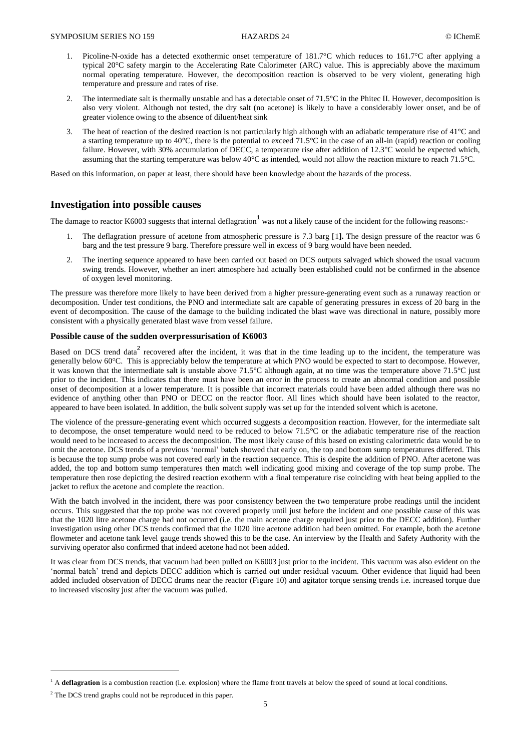1. Picoline-N-oxide has a detected exothermic onset temperature of 181.7°C which reduces to 161.7°C after applying a typical 20°C safety margin to the Accelerating Rate Calorimeter (ARC) value. This is appreciably above the maximum normal operating temperature. However, the decomposition reaction is observed to be very violent, generating high temperature and pressure and rates of rise.

2. The intermediate salt is thermally unstable and has a detectable onset of 71.5°C in the Phitec II. However, decomposition is also very violent. Although not tested, the dry salt (no acetone) is likely to have a considerably lower onset, and be of greater violence owing to the absence of diluent/heat sink

3. The heat of reaction of the desired reaction is not particularly high although with an adiabatic temperature rise of 41°C and a starting temperature up to 40°C, there is the potential to exceed 71.5°C in the case of an all-in (rapid) reaction or cooling failure. However, with 30% accumulation of DECC, a temperature rise after addition of 12.3°C would be expected which, assuming that the starting temperature was below 40°C as intended, would not allow the reaction mixture to reach 71.5°C.

Based on this information, on paper at least, there should have been knowledge about the hazards of the process.

## Investigation into possible causes

The damage to reactor K6003 suggests that internal deflagration[1] was not a likely cause of the incident for the following reasons:-

1. The deflagration pressure of acetone from atmospheric pressure is 7.3 barg [1]. The design pressure of the reactor was 6 barg and the test pressure 9 barg. Therefore pressure well in excess of 9 barg would have been needed.

2. The inerting sequence appeared to have been carried out based on DCS outputs salvaged which showed the usual vacuum swing trends. However, whether an inert atmosphere had actually been established could not be confirmed in the absence of oxygen level monitoring.

The pressure was therefore more likely to have been derived from a higher pressure-generating event such as a runaway reaction or decomposition. Under test conditions, the PNO and intermediate salt are capable of generating pressures in excess of 20 barg in the event of decomposition. The cause of the damage to the building indicated the blast wave was directional in nature, possibly more consistent with a physically generated blast wave from vessel failure.

### Possible cause of the sudden overpressurisation of K6003

Based on DCS trend data[2] recovered after the incident, it was that in the time leading up to the incident, the temperature was generally below 60°C. This is appreciably below the temperature at which PNO would be expected to start to decompose. However, it was known that the intermediate salt is unstable above 71.5°C although again, at no time was the temperature above 71.5°C just prior to the incident. This indicates that there must have been an error in the process to create an abnormal condition and possible onset of decomposition at a lower temperature. It is possible that incorrect materials could have been added although there was no evidence of anything other than PNO or DECC on the reactor floor. All lines which should have been isolated to the reactor, appeared to have been isolated. In addition, the bulk solvent supply was set up for the intended solvent which is acetone.

The violence of the pressure-generating event which occurred suggests a decomposition reaction. However, for the intermediate salt to decompose, the onset temperature would need to be reduced to below 71.5°C or the adiabatic temperature rise of the reaction would need to be increased to access the decomposition. The most likely cause of this based on existing calorimetric data would be to omit the acetone. DCS trends of a previous 'normal' batch showed that early on, the top and bottom sump temperatures differed. This is because the top sump probe was not covered early in the reaction sequence. This is despite the addition of PNO. After acetone was added, the top and bottom sump temperatures then match well indicating good mixing and coverage of the top sump probe. The temperature then rose depicting the desired reaction exotherm with a final temperature rise coinciding with heat being applied to the jacket to reflux the acetone and complete the reaction.

With the batch involved in the incident, there was poor consistency between the two temperature probe readings until the incident occurs. This suggested that the top probe was not covered properly until just before the incident and one possible cause of this was that the 1020 litre acetone charge had not occurred (i.e. the main acetone charge required just prior to the DECC addition). Further investigation using other DCS trends confirmed that the 1020 litre acetone addition had been omitted. For example, both the acetone flowmeter and acetone tank level gauge trends showed this to be the case. An interview by the Health and Safety Authority with the surviving operator also confirmed that indeed acetone had not been added.

It was clear from DCS trends, that vacuum had been pulled on K6003 just prior to the incident. This vacuum was also evident on the 'normal batch' trend and depicts DECC addition which is carried out under residual vacuum. Other evidence that liquid had been added included observation of DECC drums near the reactor (Figure 10) and agitator torque sensing trends i.e. increased torque due to increased viscosity just after the vacuum was pulled.

---

[1] A **deflagration** is a combustion reaction (i.e. explosion) where the flame front travels at below the speed of sound at local conditions.

[2] The DCS trend graphs could not be reproduced in this paper.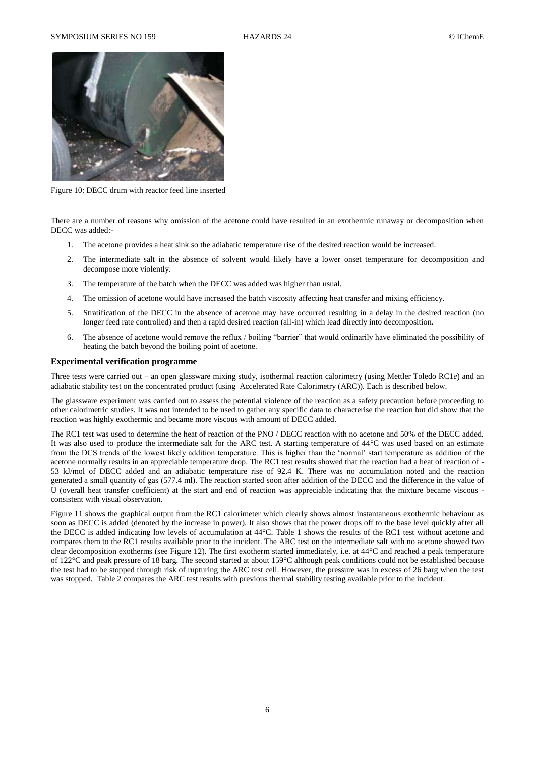Figure 10: DECC drum with reactor feed line inserted

There are a number of reasons why omission of the acetone could have resulted in an exothermic runaway or decomposition when DECC was added:-

1. The acetone provides a heat sink so the adiabatic temperature rise of the desired reaction would be increased.
2. The intermediate salt in the absence of solvent would likely have a lower onset temperature for decomposition and decompose more violently.
3. The temperature of the batch when the DECC was added was higher than usual.
4. The omission of acetone would have increased the batch viscosity affecting heat transfer and mixing efficiency.
5. Stratification of the DECC in the absence of acetone may have occurred resulting in a delay in the desired reaction (no longer feed rate controlled) and then a rapid desired reaction (all-in) which lead directly into decomposition.
6. The absence of acetone would remove the reflux / boiling "barrier" that would ordinarily have eliminated the possibility of heating the batch beyond the boiling point of acetone.

### Experimental verification programme

Three tests were carried out – an open glassware mixing study, isothermal reaction calorimetry (using Mettler Toledo RC1*e*) and an adiabatic stability test on the concentrated product (using Accelerated Rate Calorimetry (ARC)). Each is described below.

The glassware experiment was carried out to assess the potential violence of the reaction as a safety precaution before proceeding to other calorimetric studies. It was not intended to be used to gather any specific data to characterise the reaction but did show that the reaction was highly exothermic and became more viscous with amount of DECC added.

The RC1 test was used to determine the heat of reaction of the PNO / DECC reaction with no acetone and 50% of the DECC added. It was also used to produce the intermediate salt for the ARC test. A starting temperature of 44°C was used based on an estimate from the DCS trends of the lowest likely addition temperature. This is higher than the 'normal' start temperature as addition of the acetone normally results in an appreciable temperature drop. The RC1 test results showed that the reaction had a heat of reaction of -53 kJ/mol of DECC added and an adiabatic temperature rise of 92.4 K. There was no accumulation noted and the reaction generated a small quantity of gas (577.4 ml). The reaction started soon after addition of the DECC and the difference in the value of U (overall heat transfer coefficient) at the start and end of reaction was appreciable indicating that the mixture became viscous - consistent with visual observation.

Figure 11 shows the graphical output from the RC1 calorimeter which clearly shows almost instantaneous exothermic behaviour as soon as DECC is added (denoted by the increase in power). It also shows that the power drops off to the base level quickly after all the DECC is added indicating low levels of accumulation at 44°C. Table 1 shows the results of the RC1 test without acetone and compares them to the RC1 results available prior to the incident. The ARC test on the intermediate salt with no acetone showed two clear decomposition exotherms (see Figure 12). The first exotherm started immediately, i.e. at 44°C and reached a peak temperature of 122°C and peak pressure of 18 barg. The second started at about 159°C although peak conditions could not be established because the test had to be stopped through risk of rupturing the ARC test cell. However, the pressure was in excess of 26 barg when the test was stopped. Table 2 compares the ARC test results with previous thermal stability testing available prior to the incident.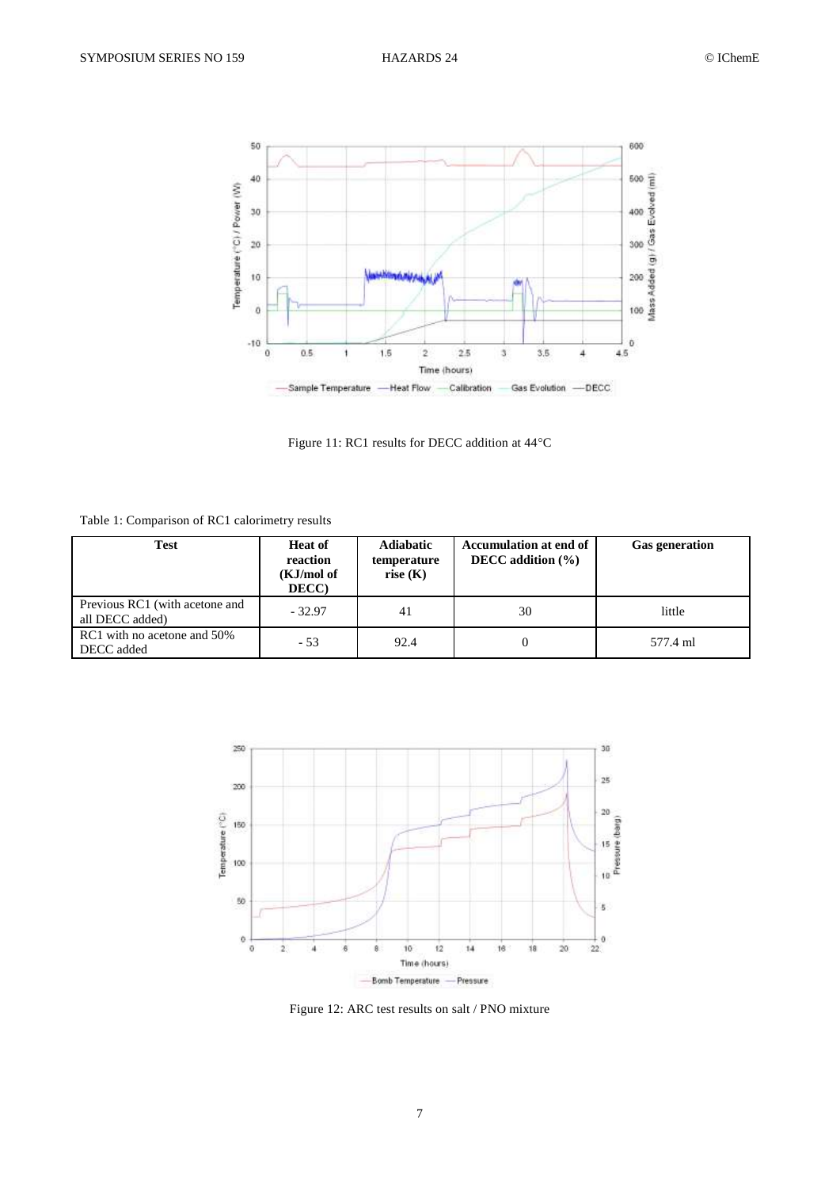Figure 11: RC1 results for DECC addition at 44°C

Table 1: Comparison of RC1 calorimetry results

| Test | Heat of reaction (KJ/mol of DECC) | Adiabatic temperature rise (K) | Accumulation at end of DECC addition (%) | Gas generation |
|---|---|---|---|---|
| Previous RC1 (with acetone and all DECC added) | - 32.97 | 41 | 30 | little |
| RC1 with no acetone and 50% DECC added | - 53 | 92.4 | 0 | 577.4 ml |

Figure 12: ARC test results on salt / PNO mixture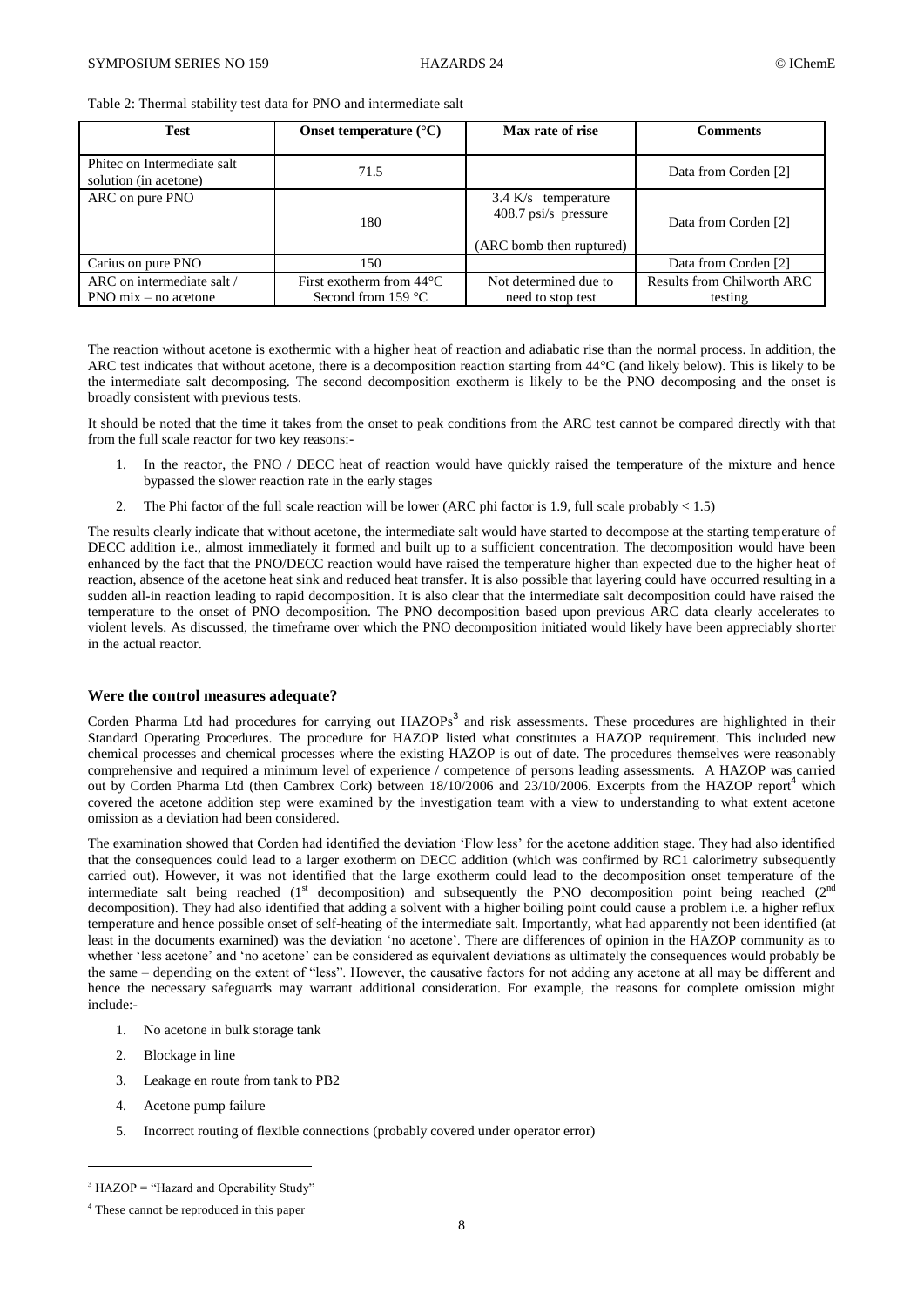Table 2: Thermal stability test data for PNO and intermediate salt

| Test | Onset temperature (°C) | Max rate of rise | Comments |
|---|---|---|---|
| Phitec on Intermediate salt solution (in acetone) | 71.5 | | Data from Corden [2] |
| ARC on pure PNO | 180 | 3.4 K/s temperature 408.7 psi/s pressure (ARC bomb then ruptured) | Data from Corden [2] |
| Carius on pure PNO | 150 | | Data from Corden [2] |
| ARC on intermediate salt / PNO mix – no acetone | First exotherm from 44°C Second from 159 °C | Not determined due to need to stop test | Results from Chilworth ARC testing |

The reaction without acetone is exothermic with a higher heat of reaction and adiabatic rise than the normal process. In addition, the ARC test indicates that without acetone, there is a decomposition reaction starting from 44°C (and likely below). This is likely to be the intermediate salt decomposing. The second decomposition exotherm is likely to be the PNO decomposing and the onset is broadly consistent with previous tests.

It should be noted that the time it takes from the onset to peak conditions from the ARC test cannot be compared directly with that from the full scale reactor for two key reasons:-

1. In the reactor, the PNO / DECC heat of reaction would have quickly raised the temperature of the mixture and hence bypassed the slower reaction rate in the early stages
2. The Phi factor of the full scale reaction will be lower (ARC phi factor is 1.9, full scale probably < 1.5)

The results clearly indicate that without acetone, the intermediate salt would have started to decompose at the starting temperature of DECC addition i.e., almost immediately it formed and built up to a sufficient concentration. The decomposition would have been enhanced by the fact that the PNO/DECC reaction would have raised the temperature higher than expected due to the higher heat of reaction, absence of the acetone heat sink and reduced heat transfer. It is also possible that layering could have occurred resulting in a sudden all-in reaction leading to rapid decomposition. It is also clear that the intermediate salt decomposition could have raised the temperature to the onset of PNO decomposition. The PNO decomposition based upon previous ARC data clearly accelerates to violent levels. As discussed, the timeframe over which the PNO decomposition initiated would likely have been appreciably shorter in the actual reactor.

## Were the control measures adequate?

Corden Pharma Ltd had procedures for carrying out HAZOPs[3] and risk assessments. These procedures are highlighted in their Standard Operating Procedures. The procedure for HAZOP listed what constitutes a HAZOP requirement. This included new chemical processes and chemical processes where the existing HAZOP is out of date. The procedures themselves were reasonably comprehensive and required a minimum level of experience / competence of persons leading assessments. A HAZOP was carried out by Corden Pharma Ltd (then Cambrex Cork) between 18/10/2006 and 23/10/2006. Excerpts from the HAZOP report[4] which covered the acetone addition step were examined by the investigation team with a view to understanding to what extent acetone omission as a deviation had been considered.

The examination showed that Corden had identified the deviation 'Flow less' for the acetone addition stage. They had also identified that the consequences could lead to a larger exotherm on DECC addition (which was confirmed by RC1 calorimetry subsequently carried out). However, it was not identified that the large exotherm could lead to the decomposition onset temperature of the intermediate salt being reached (1st decomposition) and subsequently the PNO decomposition point being reached (2nd decomposition). They had also identified that adding a solvent with a higher boiling point could cause a problem i.e. a higher reflux temperature and hence possible onset of self-heating of the intermediate salt. Importantly, what had apparently not been identified (at least in the documents examined) was the deviation 'no acetone'. There are differences of opinion in the HAZOP community as to whether 'less acetone' and 'no acetone' can be considered as equivalent deviations as ultimately the consequences would probably be the same – depending on the extent of "less". However, the causative factors for not adding any acetone at all may be different and hence the necessary safeguards may warrant additional consideration. For example, the reasons for complete omission might include:-

1. No acetone in bulk storage tank
2. Blockage in line
3. Leakage en route from tank to PB2
4. Acetone pump failure
5. Incorrect routing of flexible connections (probably covered under operator error)

[3] HAZOP = "Hazard and Operability Study"

[4] These cannot be reproduced in this paper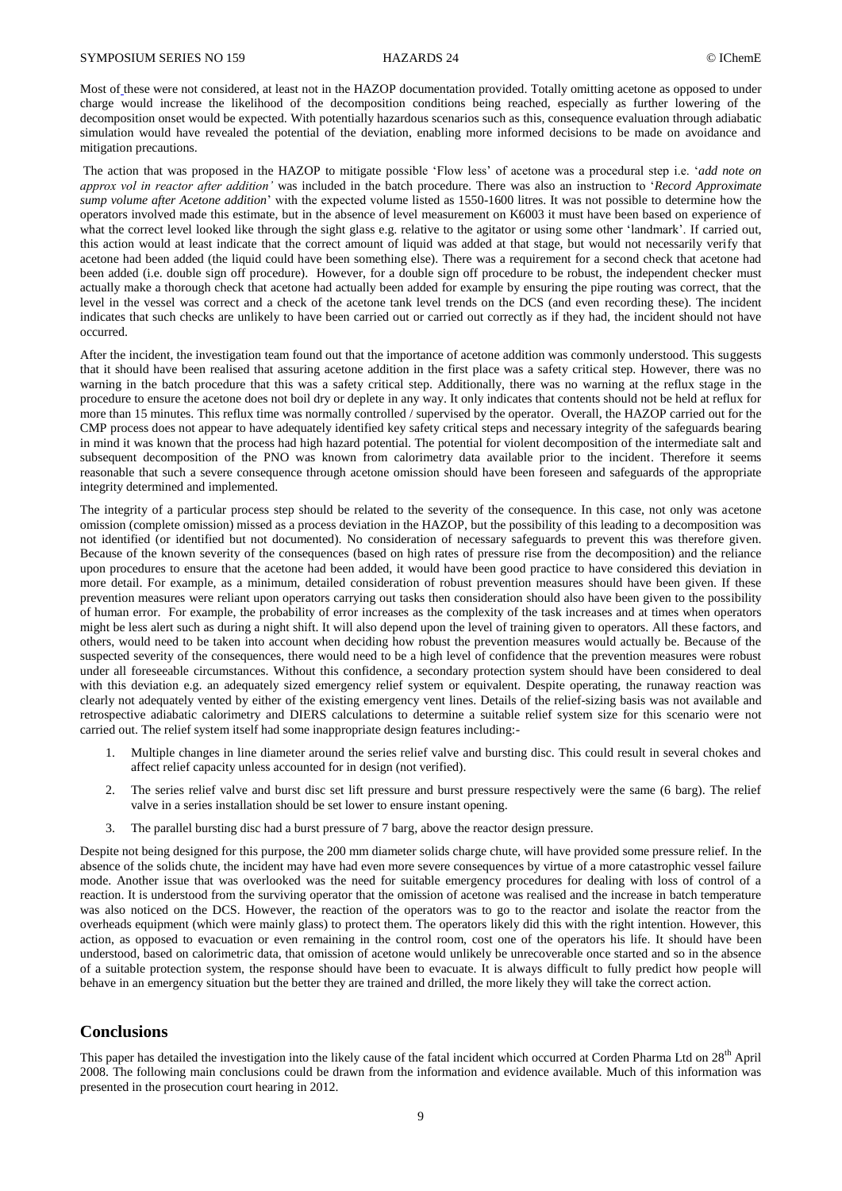Most of these were not considered, at least not in the HAZOP documentation provided. Totally omitting acetone as opposed to under charge would increase the likelihood of the decomposition conditions being reached, especially as further lowering of the decomposition onset would be expected. With potentially hazardous scenarios such as this, consequence evaluation through adiabatic simulation would have revealed the potential of the deviation, enabling more informed decisions to be made on avoidance and mitigation precautions.

The action that was proposed in the HAZOP to mitigate possible 'Flow less' of acetone was a procedural step i.e. '*add note on approx vol in reactor after addition'* was included in the batch procedure. There was also an instruction to '*Record Approximate sump volume after Acetone addition*' with the expected volume listed as 1550-1600 litres. It was not possible to determine how the operators involved made this estimate, but in the absence of level measurement on K6003 it must have been based on experience of what the correct level looked like through the sight glass e.g. relative to the agitator or using some other 'landmark'. If carried out, this action would at least indicate that the correct amount of liquid was added at that stage, but would not necessarily verify that acetone had been added (the liquid could have been something else). There was a requirement for a second check that acetone had been added (i.e. double sign off procedure). However, for a double sign off procedure to be robust, the independent checker must actually make a thorough check that acetone had actually been added for example by ensuring the pipe routing was correct, that the level in the vessel was correct and a check of the acetone tank level trends on the DCS (and even recording these). The incident indicates that such checks are unlikely to have been carried out or carried out correctly as if they had, the incident should not have occurred.

After the incident, the investigation team found out that the importance of acetone addition was commonly understood. This suggests that it should have been realised that assuring acetone addition in the first place was a safety critical step. However, there was no warning in the batch procedure that this was a safety critical step. Additionally, there was no warning at the reflux stage in the procedure to ensure the acetone does not boil dry or deplete in any way. It only indicates that contents should not be held at reflux for more than 15 minutes. This reflux time was normally controlled / supervised by the operator. Overall, the HAZOP carried out for the CMP process does not appear to have adequately identified key safety critical steps and necessary integrity of the safeguards bearing in mind it was known that the process had high hazard potential. The potential for violent decomposition of the intermediate salt and subsequent decomposition of the PNO was known from calorimetry data available prior to the incident. Therefore it seems reasonable that such a severe consequence through acetone omission should have been foreseen and safeguards of the appropriate integrity determined and implemented.

The integrity of a particular process step should be related to the severity of the consequence. In this case, not only was acetone omission (complete omission) missed as a process deviation in the HAZOP, but the possibility of this leading to a decomposition was not identified (or identified but not documented). No consideration of necessary safeguards to prevent this was therefore given. Because of the known severity of the consequences (based on high rates of pressure rise from the decomposition) and the reliance upon procedures to ensure that the acetone had been added, it would have been good practice to have considered this deviation in more detail. For example, as a minimum, detailed consideration of robust prevention measures should have been given. If these prevention measures were reliant upon operators carrying out tasks then consideration should also have been given to the possibility of human error. For example, the probability of error increases as the complexity of the task increases and at times when operators might be less alert such as during a night shift. It will also depend upon the level of training given to operators. All these factors, and others, would need to be taken into account when deciding how robust the prevention measures would actually be. Because of the suspected severity of the consequences, there would need to be a high level of confidence that the prevention measures were robust under all foreseeable circumstances. Without this confidence, a secondary protection system should have been considered to deal with this deviation e.g. an adequately sized emergency relief system or equivalent. Despite operating, the runaway reaction was clearly not adequately vented by either of the existing emergency vent lines. Details of the relief-sizing basis was not available and retrospective adiabatic calorimetry and DIERS calculations to determine a suitable relief system size for this scenario were not carried out. The relief system itself had some inappropriate design features including:-

1. Multiple changes in line diameter around the series relief valve and bursting disc. This could result in several chokes and affect relief capacity unless accounted for in design (not verified).
2. The series relief valve and burst disc set lift pressure and burst pressure respectively were the same (6 barg). The relief valve in a series installation should be set lower to ensure instant opening.
3. The parallel bursting disc had a burst pressure of 7 barg, above the reactor design pressure.

Despite not being designed for this purpose, the 200 mm diameter solids charge chute, will have provided some pressure relief. In the absence of the solids chute, the incident may have had even more severe consequences by virtue of a more catastrophic vessel failure mode. Another issue that was overlooked was the need for suitable emergency procedures for dealing with loss of control of a reaction. It is understood from the surviving operator that the omission of acetone was realised and the increase in batch temperature was also noticed on the DCS. However, the reaction of the operators was to go to the reactor and isolate the reactor from the overheads equipment (which were mainly glass) to protect them. The operators likely did this with the right intention. However, this action, as opposed to evacuation or even remaining in the control room, cost one of the operators his life. It should have been understood, based on calorimetric data, that omission of acetone would unlikely be unrecoverable once started and so in the absence of a suitable protection system, the response should have been to evacuate. It is always difficult to fully predict how people will behave in an emergency situation but the better they are trained and drilled, the more likely they will take the correct action.

## Conclusions

This paper has detailed the investigation into the likely cause of the fatal incident which occurred at Corden Pharma Ltd on 28th April 2008. The following main conclusions could be drawn from the information and evidence available. Much of this information was presented in the prosecution court hearing in 2012.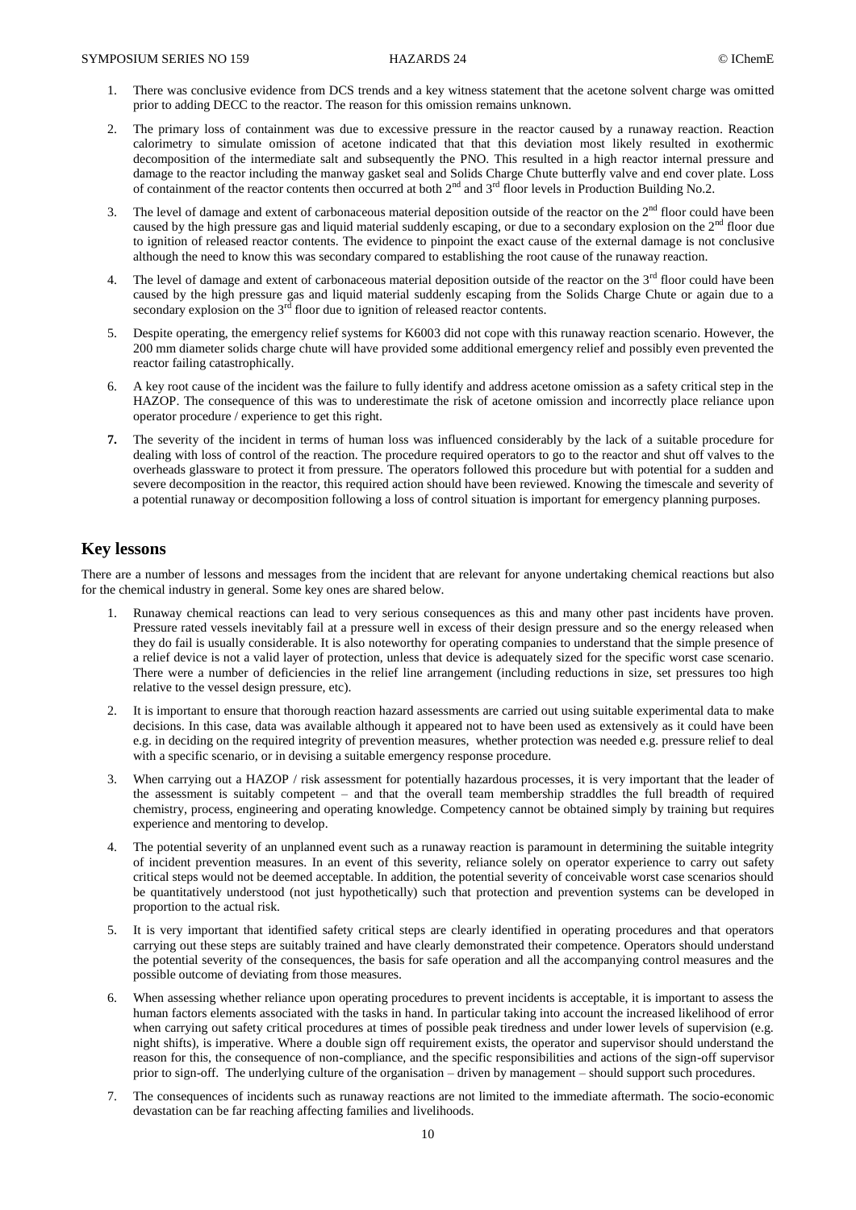1. There was conclusive evidence from DCS trends and a key witness statement that the acetone solvent charge was omitted prior to adding DECC to the reactor. The reason for this omission remains unknown.

2. The primary loss of containment was due to excessive pressure in the reactor caused by a runaway reaction. Reaction calorimetry to simulate omission of acetone indicated that that this deviation most likely resulted in exothermic decomposition of the intermediate salt and subsequently the PNO. This resulted in a high reactor internal pressure and damage to the reactor including the manway gasket seal and Solids Charge Chute butterfly valve and end cover plate. Loss of containment of the reactor contents then occurred at both 2nd and 3rd floor levels in Production Building No.2.

3. The level of damage and extent of carbonaceous material deposition outside of the reactor on the 2nd floor could have been caused by the high pressure gas and liquid material suddenly escaping, or due to a secondary explosion on the 2nd floor due to ignition of released reactor contents. The evidence to pinpoint the exact cause of the external damage is not conclusive although the need to know this was secondary compared to establishing the root cause of the runaway reaction.

4. The level of damage and extent of carbonaceous material deposition outside of the reactor on the 3rd floor could have been caused by the high pressure gas and liquid material suddenly escaping from the Solids Charge Chute or again due to a secondary explosion on the 3rd floor due to ignition of released reactor contents.

5. Despite operating, the emergency relief systems for K6003 did not cope with this runaway reaction scenario. However, the 200 mm diameter solids charge chute will have provided some additional emergency relief and possibly even prevented the reactor failing catastrophically.

6. A key root cause of the incident was the failure to fully identify and address acetone omission as a safety critical step in the HAZOP. The consequence of this was to underestimate the risk of acetone omission and incorrectly place reliance upon operator procedure / experience to get this right.

7. The severity of the incident in terms of human loss was influenced considerably by the lack of a suitable procedure for dealing with loss of control of the reaction. The procedure required operators to go to the reactor and shut off valves to the overheads glassware to protect it from pressure. The operators followed this procedure but with potential for a sudden and severe decomposition in the reactor, this required action should have been reviewed. Knowing the timescale and severity of a potential runaway or decomposition following a loss of control situation is important for emergency planning purposes.

## Key lessons

There are a number of lessons and messages from the incident that are relevant for anyone undertaking chemical reactions but also for the chemical industry in general. Some key ones are shared below.

1. Runaway chemical reactions can lead to very serious consequences as this and many other past incidents have proven. Pressure rated vessels inevitably fail at a pressure well in excess of their design pressure and so the energy released when they do fail is usually considerable. It is also noteworthy for operating companies to understand that the simple presence of a relief device is not a valid layer of protection, unless that device is adequately sized for the specific worst case scenario. There were a number of deficiencies in the relief line arrangement (including reductions in size, set pressures too high relative to the vessel design pressure, etc).

2. It is important to ensure that thorough reaction hazard assessments are carried out using suitable experimental data to make decisions. In this case, data was available although it appeared not to have been used as extensively as it could have been e.g. in deciding on the required integrity of prevention measures, whether protection was needed e.g. pressure relief to deal with a specific scenario, or in devising a suitable emergency response procedure.

3. When carrying out a HAZOP / risk assessment for potentially hazardous processes, it is very important that the leader of the assessment is suitably competent – and that the overall team membership straddles the full breadth of required chemistry, process, engineering and operating knowledge. Competency cannot be obtained simply by training but requires experience and mentoring to develop.

4. The potential severity of an unplanned event such as a runaway reaction is paramount in determining the suitable integrity of incident prevention measures. In an event of this severity, reliance solely on operator experience to carry out safety critical steps would not be deemed acceptable. In addition, the potential severity of conceivable worst case scenarios should be quantitatively understood (not just hypothetically) such that protection and prevention systems can be developed in proportion to the actual risk.

5. It is very important that identified safety critical steps are clearly identified in operating procedures and that operators carrying out these steps are suitably trained and have clearly demonstrated their competence. Operators should understand the potential severity of the consequences, the basis for safe operation and all the accompanying control measures and the possible outcome of deviating from those measures.

6. When assessing whether reliance upon operating procedures to prevent incidents is acceptable, it is important to assess the human factors elements associated with the tasks in hand. In particular taking into account the increased likelihood of error when carrying out safety critical procedures at times of possible peak tiredness and under lower levels of supervision (e.g. night shifts), is imperative. Where a double sign off requirement exists, the operator and supervisor should understand the reason for this, the consequence of non-compliance, and the specific responsibilities and actions of the sign-off supervisor prior to sign-off. The underlying culture of the organisation – driven by management – should support such procedures.

7. The consequences of incidents such as runaway reactions are not limited to the immediate aftermath. The socio-economic devastation can be far reaching affecting families and livelihoods.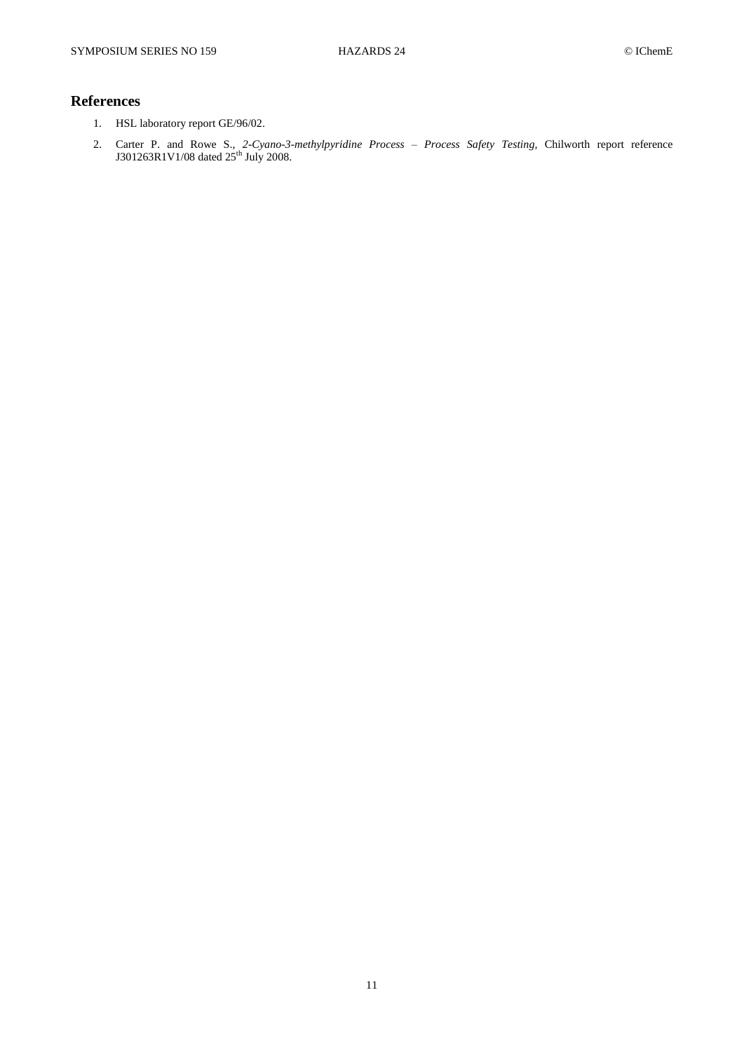## References

1. HSL laboratory report GE/96/02.
2. Carter P. and Rowe S., *2-Cyano-3-methylpyridine Process – Process Safety Testing,* Chilworth report reference J301263R1V1/08 dated 25th July 2008.